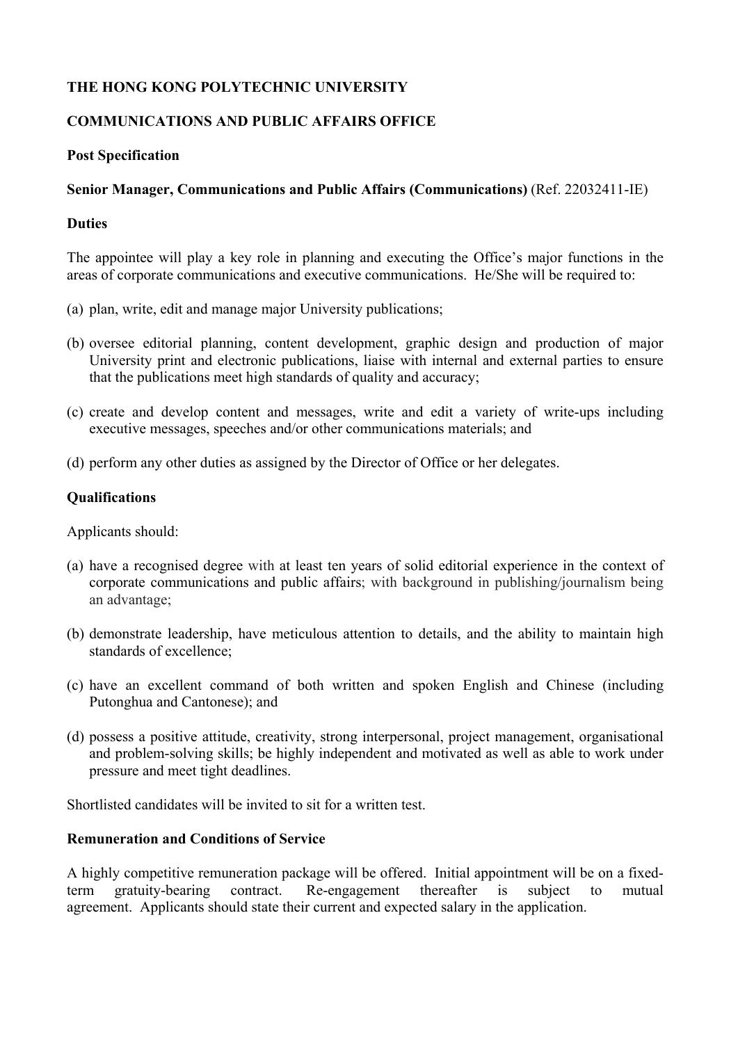**THE HONG KONG POLYTECHNIC UNIVERSITY**

**COMMUNICATIONS AND PUBLIC AFFAIRS OFFICE**

**Post Specification**

**Senior Manager, Communications and Public Affairs (Communications)** (Ref. 22032411-IE)

**Duties**

The appointee will play a key role in planning and executing the Office's major functions in the areas of corporate communications and executive communications. He/She will be required to:

(a) plan, write, edit and manage major University publications;

(b) oversee editorial planning, content development, graphic design and production of major University print and electronic publications, liaise with internal and external parties to ensure that the publications meet high standards of quality and accuracy;

(c) create and develop content and messages, write and edit a variety of write-ups including executive messages, speeches and/or other communications materials; and

(d) perform any other duties as assigned by the Director of Office or her delegates.

**Qualifications**

Applicants should:

(a) have a recognised degree with at least ten years of solid editorial experience in the context of corporate communications and public affairs; with background in publishing/journalism being an advantage;

(b) demonstrate leadership, have meticulous attention to details, and the ability to maintain high standards of excellence;

(c) have an excellent command of both written and spoken English and Chinese (including Putonghua and Cantonese); and

(d) possess a positive attitude, creativity, strong interpersonal, project management, organisational and problem-solving skills; be highly independent and motivated as well as able to work under pressure and meet tight deadlines.

Shortlisted candidates will be invited to sit for a written test.

**Remuneration and Conditions of Service**

A highly competitive remuneration package will be offered. Initial appointment will be on a fixed-term gratuity-bearing contract. Re-engagement thereafter is subject to mutual agreement. Applicants should state their current and expected salary in the application.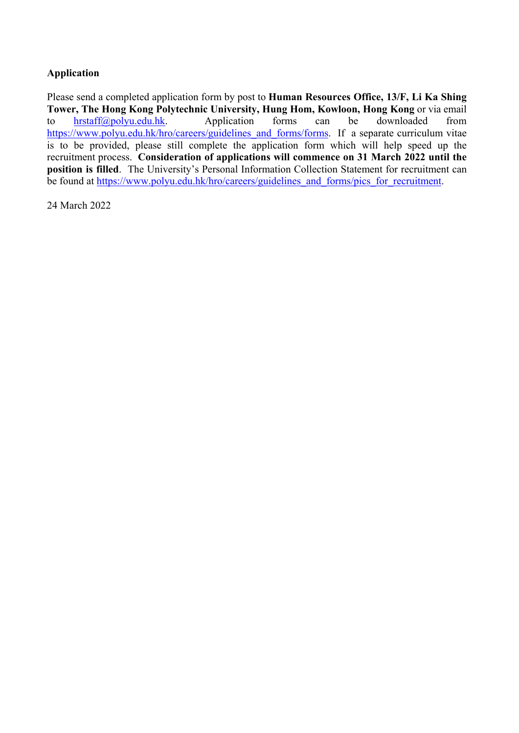**Application**

Please send a completed application form by post to **Human Resources Office, 13/F, Li Ka Shing Tower, The Hong Kong Polytechnic University, Hung Hom, Kowloon, Hong Kong** or via email to hrstaff@polyu.edu.hk. Application forms can be downloaded from https://www.polyu.edu.hk/hro/careers/guidelines_and_forms/forms. If a separate curriculum vitae is to be provided, please still complete the application form which will help speed up the recruitment process. **Consideration of applications will commence on 31 March 2022 until the position is filled**. The University's Personal Information Collection Statement for recruitment can be found at https://www.polyu.edu.hk/hro/careers/guidelines_and_forms/pics_for_recruitment.

24 March 2022